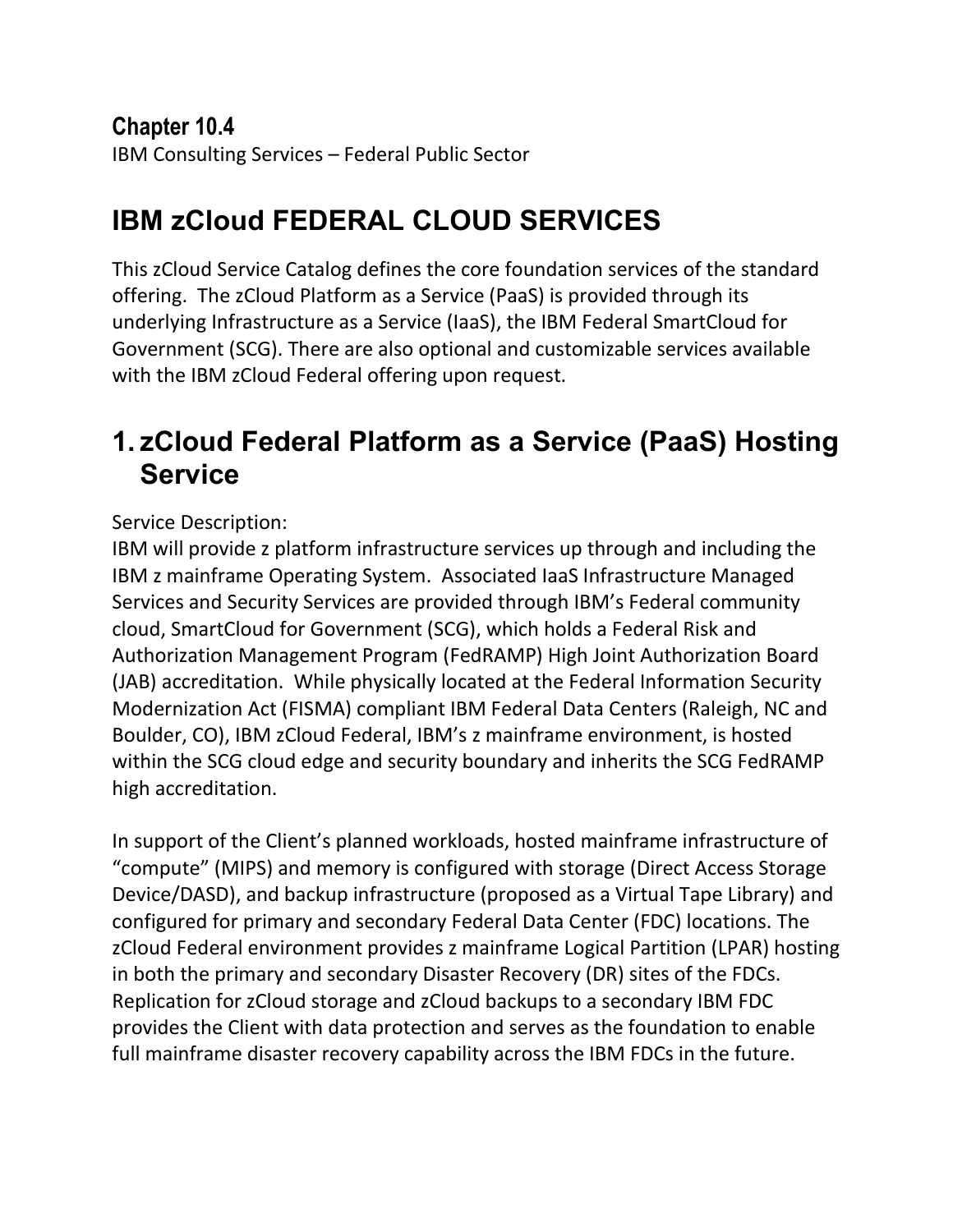**Chapter 10.4**
IBM Consulting Services – Federal Public Sector

# IBM zCloud FEDERAL CLOUD SERVICES

This zCloud Service Catalog defines the core foundation services of the standard offering. The zCloud Platform as a Service (PaaS) is provided through its underlying Infrastructure as a Service (IaaS), the IBM Federal SmartCloud for Government (SCG). There are also optional and customizable services available with the IBM zCloud Federal offering upon request.

## 1. zCloud Federal Platform as a Service (PaaS) Hosting Service

Service Description:
IBM will provide z platform infrastructure services up through and including the IBM z mainframe Operating System. Associated IaaS Infrastructure Managed Services and Security Services are provided through IBM's Federal community cloud, SmartCloud for Government (SCG), which holds a Federal Risk and Authorization Management Program (FedRAMP) High Joint Authorization Board (JAB) accreditation. While physically located at the Federal Information Security Modernization Act (FISMA) compliant IBM Federal Data Centers (Raleigh, NC and Boulder, CO), IBM zCloud Federal, IBM's z mainframe environment, is hosted within the SCG cloud edge and security boundary and inherits the SCG FedRAMP high accreditation.

In support of the Client's planned workloads, hosted mainframe infrastructure of "compute" (MIPS) and memory is configured with storage (Direct Access Storage Device/DASD), and backup infrastructure (proposed as a Virtual Tape Library) and configured for primary and secondary Federal Data Center (FDC) locations. The zCloud Federal environment provides z mainframe Logical Partition (LPAR) hosting in both the primary and secondary Disaster Recovery (DR) sites of the FDCs. Replication for zCloud storage and zCloud backups to a secondary IBM FDC provides the Client with data protection and serves as the foundation to enable full mainframe disaster recovery capability across the IBM FDCs in the future.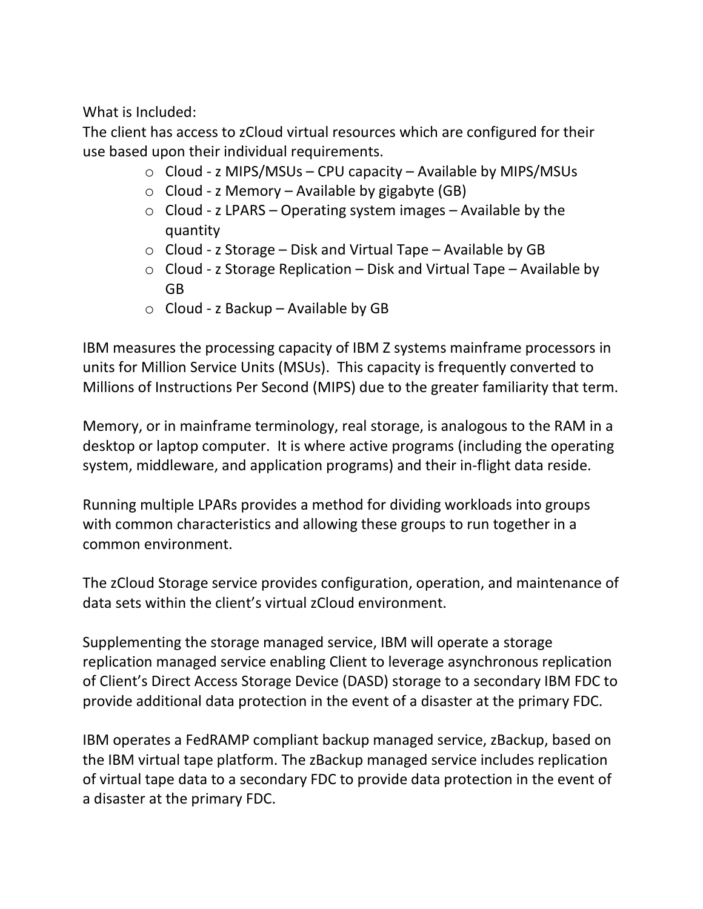What is Included:

The client has access to zCloud virtual resources which are configured for their use based upon their individual requirements.

- Cloud - z MIPS/MSUs – CPU capacity – Available by MIPS/MSUs
- Cloud - z Memory – Available by gigabyte (GB)
- Cloud - z LPARS – Operating system images – Available by the quantity
- Cloud - z Storage – Disk and Virtual Tape – Available by GB
- Cloud - z Storage Replication – Disk and Virtual Tape – Available by GB
- Cloud - z Backup – Available by GB

IBM measures the processing capacity of IBM Z systems mainframe processors in units for Million Service Units (MSUs). This capacity is frequently converted to Millions of Instructions Per Second (MIPS) due to the greater familiarity that term.

Memory, or in mainframe terminology, real storage, is analogous to the RAM in a desktop or laptop computer. It is where active programs (including the operating system, middleware, and application programs) and their in-flight data reside.

Running multiple LPARs provides a method for dividing workloads into groups with common characteristics and allowing these groups to run together in a common environment.

The zCloud Storage service provides configuration, operation, and maintenance of data sets within the client's virtual zCloud environment.

Supplementing the storage managed service, IBM will operate a storage replication managed service enabling Client to leverage asynchronous replication of Client's Direct Access Storage Device (DASD) storage to a secondary IBM FDC to provide additional data protection in the event of a disaster at the primary FDC.

IBM operates a FedRAMP compliant backup managed service, zBackup, based on the IBM virtual tape platform. The zBackup managed service includes replication of virtual tape data to a secondary FDC to provide data protection in the event of a disaster at the primary FDC.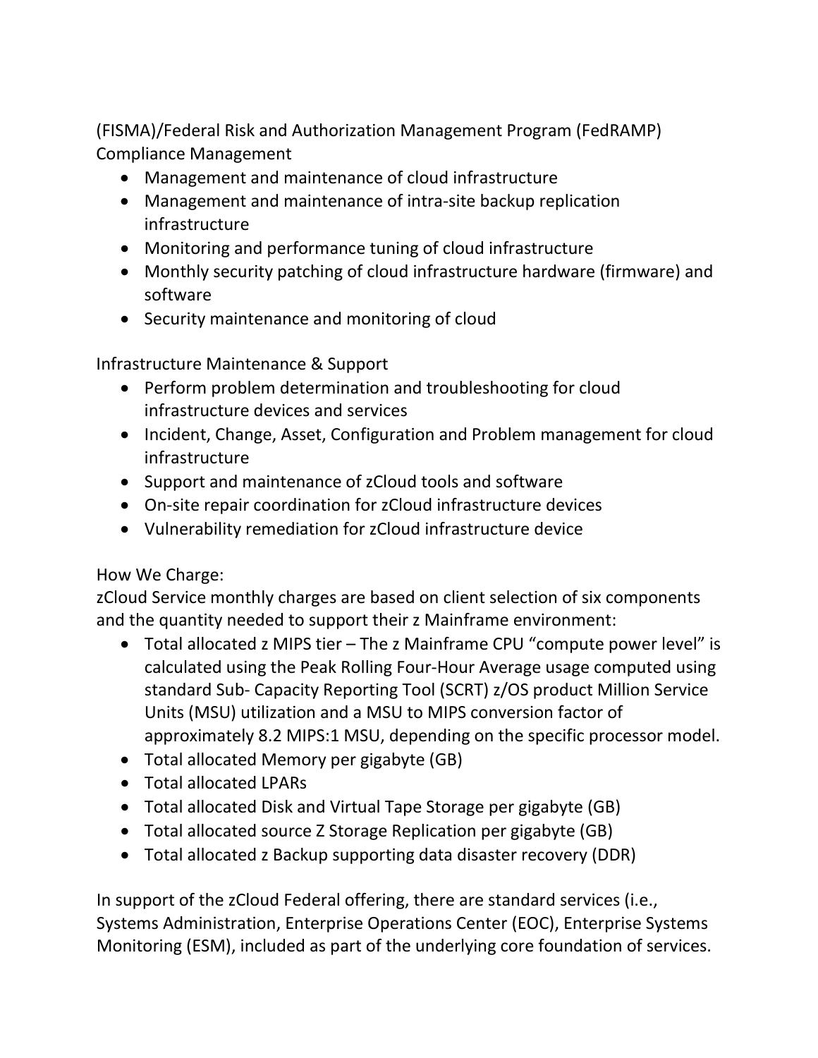(FISMA)/Federal Risk and Authorization Management Program (FedRAMP) Compliance Management

- Management and maintenance of cloud infrastructure
- Management and maintenance of intra-site backup replication infrastructure
- Monitoring and performance tuning of cloud infrastructure
- Monthly security patching of cloud infrastructure hardware (firmware) and software
- Security maintenance and monitoring of cloud

Infrastructure Maintenance & Support

- Perform problem determination and troubleshooting for cloud infrastructure devices and services
- Incident, Change, Asset, Configuration and Problem management for cloud infrastructure
- Support and maintenance of zCloud tools and software
- On-site repair coordination for zCloud infrastructure devices
- Vulnerability remediation for zCloud infrastructure device

How We Charge:

zCloud Service monthly charges are based on client selection of six components and the quantity needed to support their z Mainframe environment:

- Total allocated z MIPS tier – The z Mainframe CPU "compute power level" is calculated using the Peak Rolling Four-Hour Average usage computed using standard Sub- Capacity Reporting Tool (SCRT) z/OS product Million Service Units (MSU) utilization and a MSU to MIPS conversion factor of approximately 8.2 MIPS:1 MSU, depending on the specific processor model.
- Total allocated Memory per gigabyte (GB)
- Total allocated LPARs
- Total allocated Disk and Virtual Tape Storage per gigabyte (GB)
- Total allocated source Z Storage Replication per gigabyte (GB)
- Total allocated z Backup supporting data disaster recovery (DDR)

In support of the zCloud Federal offering, there are standard services (i.e., Systems Administration, Enterprise Operations Center (EOC), Enterprise Systems Monitoring (ESM), included as part of the underlying core foundation of services.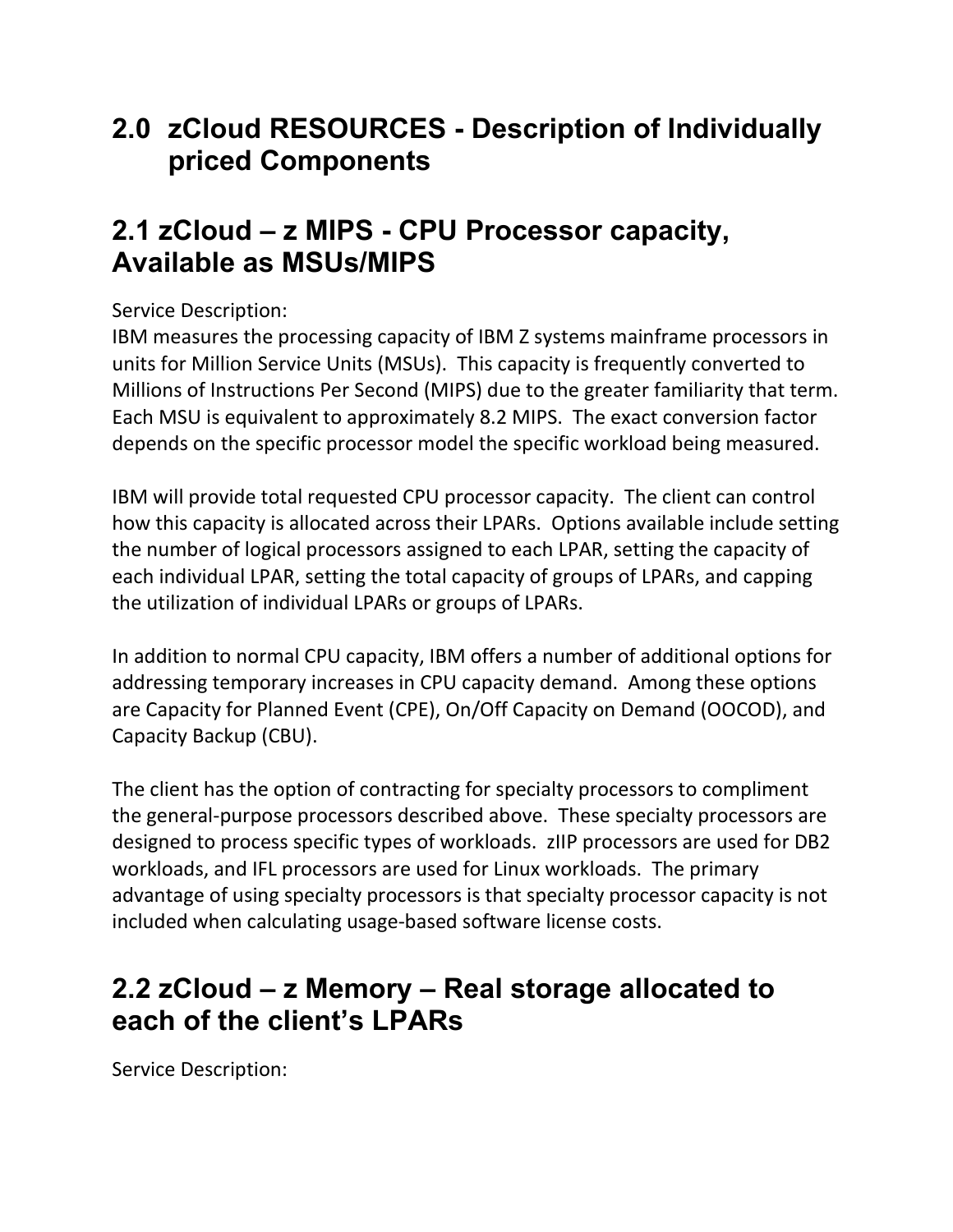# 2.0 zCloud RESOURCES - Description of Individually priced Components

## 2.1 zCloud – z MIPS - CPU Processor capacity, Available as MSUs/MIPS

Service Description:
IBM measures the processing capacity of IBM Z systems mainframe processors in units for Million Service Units (MSUs). This capacity is frequently converted to Millions of Instructions Per Second (MIPS) due to the greater familiarity that term. Each MSU is equivalent to approximately 8.2 MIPS. The exact conversion factor depends on the specific processor model the specific workload being measured.

IBM will provide total requested CPU processor capacity. The client can control how this capacity is allocated across their LPARs. Options available include setting the number of logical processors assigned to each LPAR, setting the capacity of each individual LPAR, setting the total capacity of groups of LPARs, and capping the utilization of individual LPARs or groups of LPARs.

In addition to normal CPU capacity, IBM offers a number of additional options for addressing temporary increases in CPU capacity demand. Among these options are Capacity for Planned Event (CPE), On/Off Capacity on Demand (OOCOD), and Capacity Backup (CBU).

The client has the option of contracting for specialty processors to compliment the general-purpose processors described above. These specialty processors are designed to process specific types of workloads. zIIP processors are used for DB2 workloads, and IFL processors are used for Linux workloads. The primary advantage of using specialty processors is that specialty processor capacity is not included when calculating usage-based software license costs.

## 2.2 zCloud – z Memory – Real storage allocated to each of the client's LPARs

Service Description: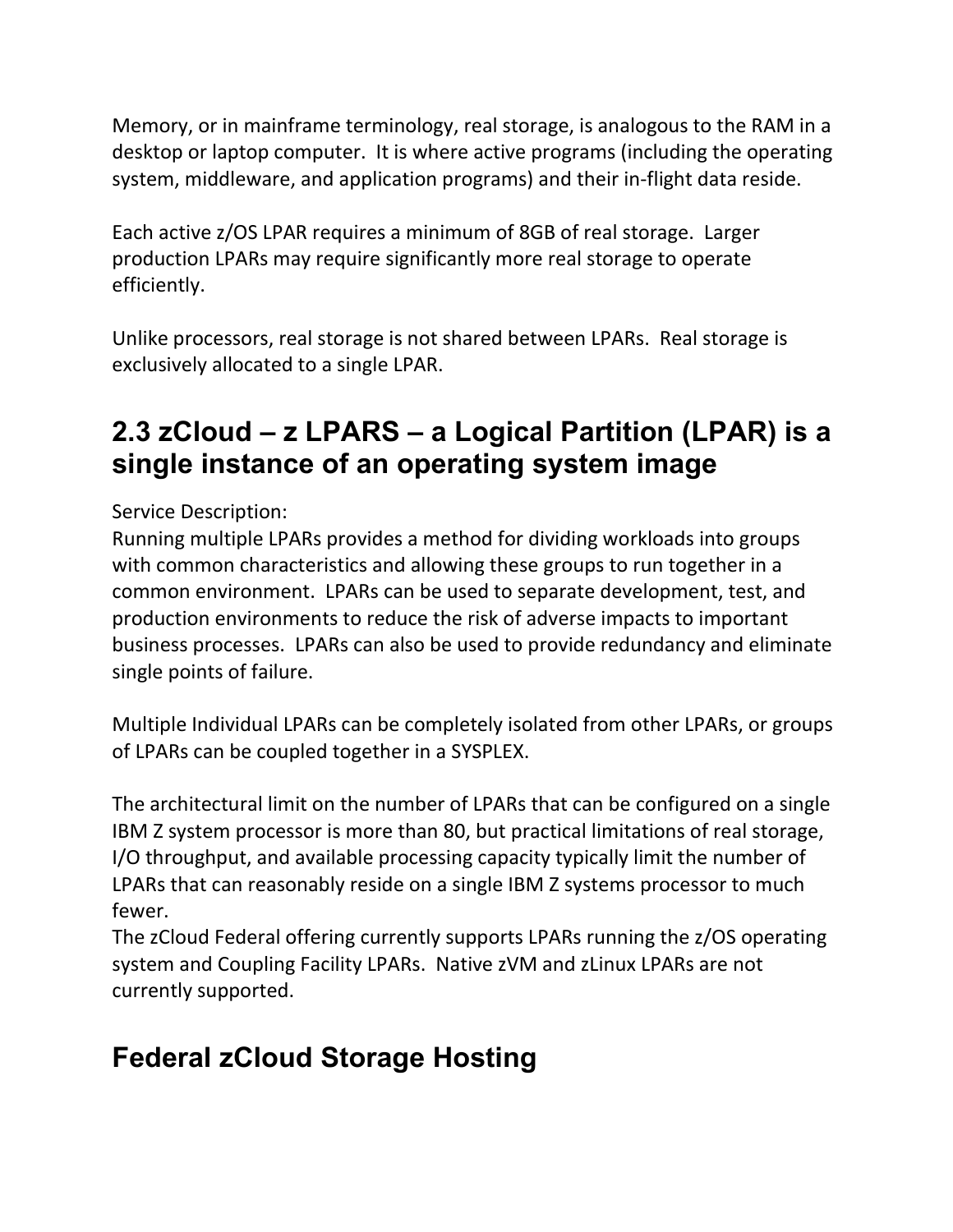Memory, or in mainframe terminology, real storage, is analogous to the RAM in a desktop or laptop computer. It is where active programs (including the operating system, middleware, and application programs) and their in-flight data reside.

Each active z/OS LPAR requires a minimum of 8GB of real storage. Larger production LPARs may require significantly more real storage to operate efficiently.

Unlike processors, real storage is not shared between LPARs. Real storage is exclusively allocated to a single LPAR.

## 2.3 zCloud – z LPARS – a Logical Partition (LPAR) is a single instance of an operating system image

Service Description:
Running multiple LPARs provides a method for dividing workloads into groups with common characteristics and allowing these groups to run together in a common environment. LPARs can be used to separate development, test, and production environments to reduce the risk of adverse impacts to important business processes. LPARs can also be used to provide redundancy and eliminate single points of failure.

Multiple Individual LPARs can be completely isolated from other LPARs, or groups of LPARs can be coupled together in a SYSPLEX.

The architectural limit on the number of LPARs that can be configured on a single IBM Z system processor is more than 80, but practical limitations of real storage, I/O throughput, and available processing capacity typically limit the number of LPARs that can reasonably reside on a single IBM Z systems processor to much fewer.
The zCloud Federal offering currently supports LPARs running the z/OS operating system and Coupling Facility LPARs. Native zVM and zLinux LPARs are not currently supported.

# Federal zCloud Storage Hosting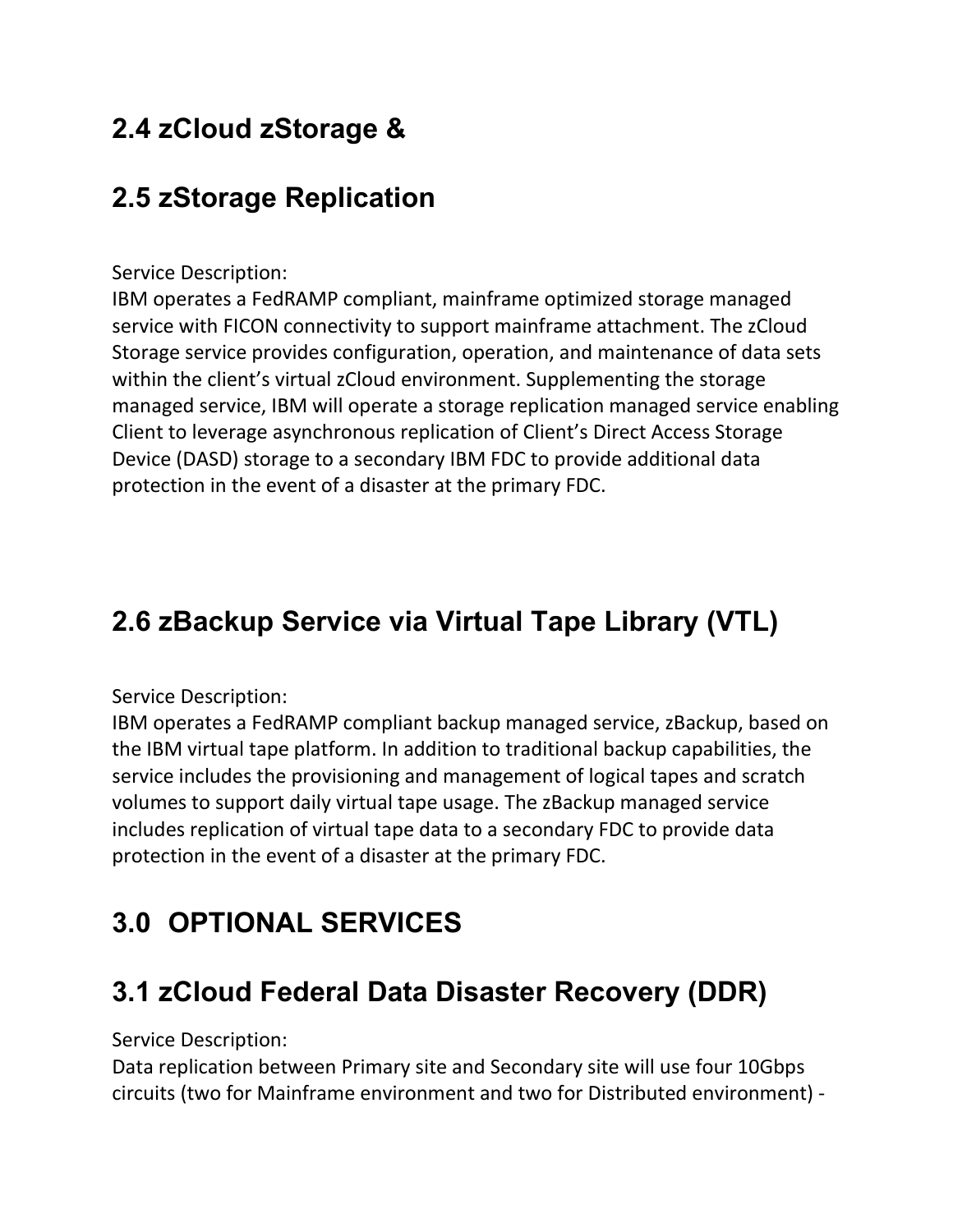## 2.4 zCloud zStorage &

## 2.5 zStorage Replication

Service Description:
IBM operates a FedRAMP compliant, mainframe optimized storage managed service with FICON connectivity to support mainframe attachment. The zCloud Storage service provides configuration, operation, and maintenance of data sets within the client's virtual zCloud environment. Supplementing the storage managed service, IBM will operate a storage replication managed service enabling Client to leverage asynchronous replication of Client's Direct Access Storage Device (DASD) storage to a secondary IBM FDC to provide additional data protection in the event of a disaster at the primary FDC.

## 2.6 zBackup Service via Virtual Tape Library (VTL)

Service Description:
IBM operates a FedRAMP compliant backup managed service, zBackup, based on the IBM virtual tape platform. In addition to traditional backup capabilities, the service includes the provisioning and management of logical tapes and scratch volumes to support daily virtual tape usage. The zBackup managed service includes replication of virtual tape data to a secondary FDC to provide data protection in the event of a disaster at the primary FDC.

# 3.0 OPTIONAL SERVICES

## 3.1 zCloud Federal Data Disaster Recovery (DDR)

Service Description:
Data replication between Primary site and Secondary site will use four 10Gbps circuits (two for Mainframe environment and two for Distributed environment) -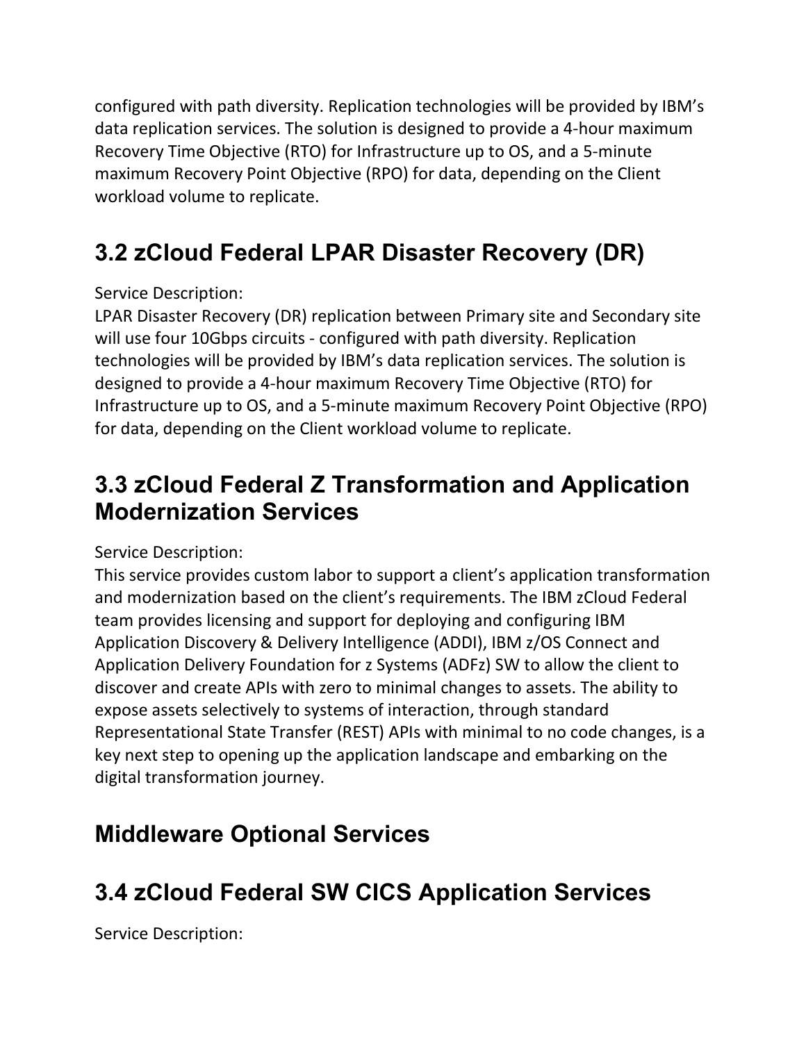configured with path diversity. Replication technologies will be provided by IBM's data replication services. The solution is designed to provide a 4-hour maximum Recovery Time Objective (RTO) for Infrastructure up to OS, and a 5-minute maximum Recovery Point Objective (RPO) for data, depending on the Client workload volume to replicate.

## 3.2 zCloud Federal LPAR Disaster Recovery (DR)

Service Description:
LPAR Disaster Recovery (DR) replication between Primary site and Secondary site will use four 10Gbps circuits - configured with path diversity. Replication technologies will be provided by IBM's data replication services. The solution is designed to provide a 4-hour maximum Recovery Time Objective (RTO) for Infrastructure up to OS, and a 5-minute maximum Recovery Point Objective (RPO) for data, depending on the Client workload volume to replicate.

## 3.3 zCloud Federal Z Transformation and Application Modernization Services

Service Description:
This service provides custom labor to support a client's application transformation and modernization based on the client's requirements. The IBM zCloud Federal team provides licensing and support for deploying and configuring IBM Application Discovery & Delivery Intelligence (ADDI), IBM z/OS Connect and Application Delivery Foundation for z Systems (ADFz) SW to allow the client to discover and create APIs with zero to minimal changes to assets. The ability to expose assets selectively to systems of interaction, through standard Representational State Transfer (REST) APIs with minimal to no code changes, is a key next step to opening up the application landscape and embarking on the digital transformation journey.

## Middleware Optional Services

## 3.4 zCloud Federal SW CICS Application Services

Service Description: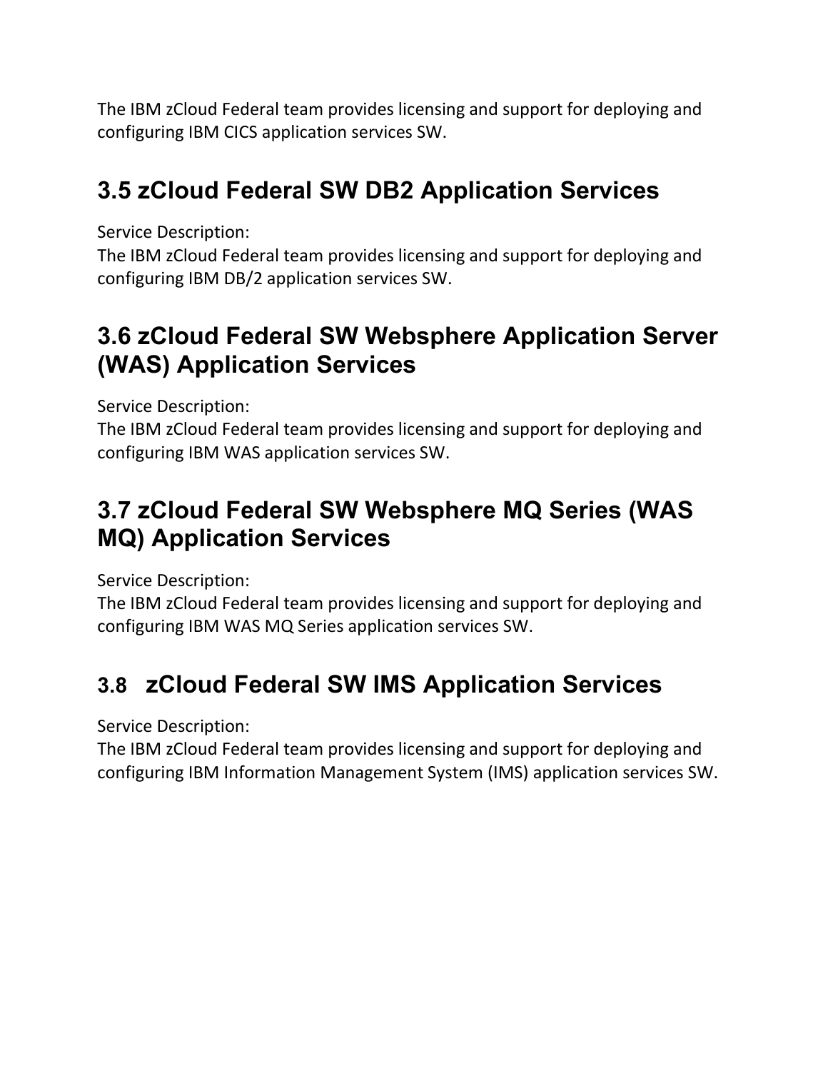The IBM zCloud Federal team provides licensing and support for deploying and configuring IBM CICS application services SW.

## 3.5 zCloud Federal SW DB2 Application Services

Service Description:
The IBM zCloud Federal team provides licensing and support for deploying and configuring IBM DB/2 application services SW.

## 3.6 zCloud Federal SW Websphere Application Server (WAS) Application Services

Service Description:
The IBM zCloud Federal team provides licensing and support for deploying and configuring IBM WAS application services SW.

## 3.7 zCloud Federal SW Websphere MQ Series (WAS MQ) Application Services

Service Description:
The IBM zCloud Federal team provides licensing and support for deploying and configuring IBM WAS MQ Series application services SW.

## 3.8 zCloud Federal SW IMS Application Services

Service Description:
The IBM zCloud Federal team provides licensing and support for deploying and configuring IBM Information Management System (IMS) application services SW.